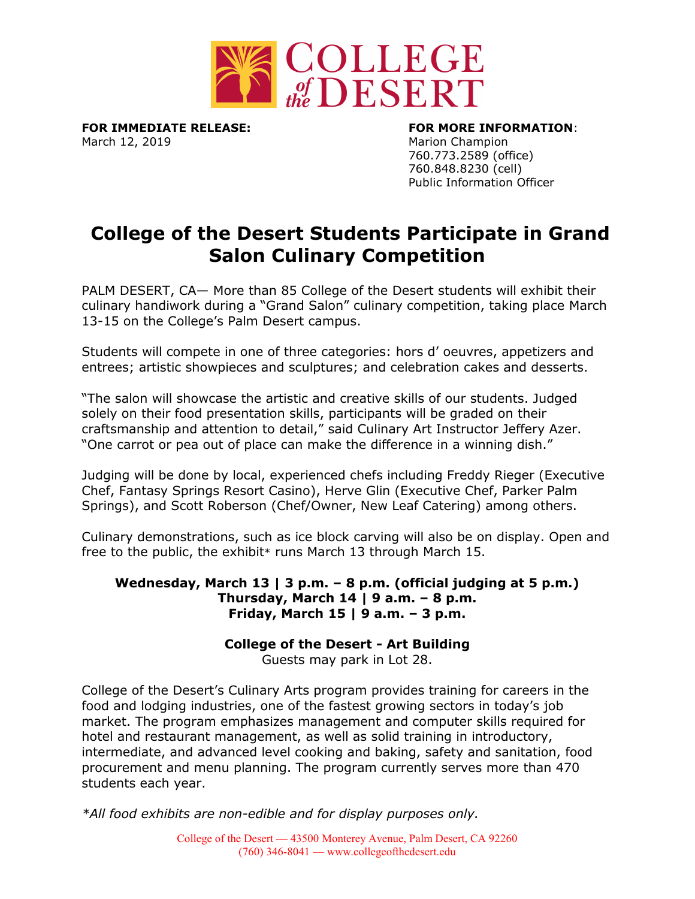COLLEGE of the DESERT

**FOR IMMEDIATE RELEASE:**
March 12, 2019

**FOR MORE INFORMATION**:
Marion Champion
760.773.2589 (office)
760.848.8230 (cell)
Public Information Officer

# College of the Desert Students Participate in Grand Salon Culinary Competition

PALM DESERT, CA— More than 85 College of the Desert students will exhibit their culinary handiwork during a "Grand Salon" culinary competition, taking place March 13-15 on the College's Palm Desert campus.

Students will compete in one of three categories: hors d' oeuvres, appetizers and entrees; artistic showpieces and sculptures; and celebration cakes and desserts.

"The salon will showcase the artistic and creative skills of our students. Judged solely on their food presentation skills, participants will be graded on their craftsmanship and attention to detail," said Culinary Art Instructor Jeffery Azer. "One carrot or pea out of place can make the difference in a winning dish."

Judging will be done by local, experienced chefs including Freddy Rieger (Executive Chef, Fantasy Springs Resort Casino), Herve Glin (Executive Chef, Parker Palm Springs), and Scott Roberson (Chef/Owner, New Leaf Catering) among others.

Culinary demonstrations, such as ice block carving will also be on display. Open and free to the public, the exhibit* runs March 13 through March 15.

**Wednesday, March 13 | 3 p.m. – 8 p.m. (official judging at 5 p.m.)**
**Thursday, March 14 | 9 a.m. – 8 p.m.**
**Friday, March 15 | 9 a.m. – 3 p.m.**

**College of the Desert - Art Building**
Guests may park in Lot 28.

College of the Desert's Culinary Arts program provides training for careers in the food and lodging industries, one of the fastest growing sectors in today's job market. The program emphasizes management and computer skills required for hotel and restaurant management, as well as solid training in introductory, intermediate, and advanced level cooking and baking, safety and sanitation, food procurement and menu planning. The program currently serves more than 470 students each year.

*\*All food exhibits are non-edible and for display purposes only.*

College of the Desert — 43500 Monterey Avenue, Palm Desert, CA 92260
(760) 346-8041 — www.collegeofthedesert.edu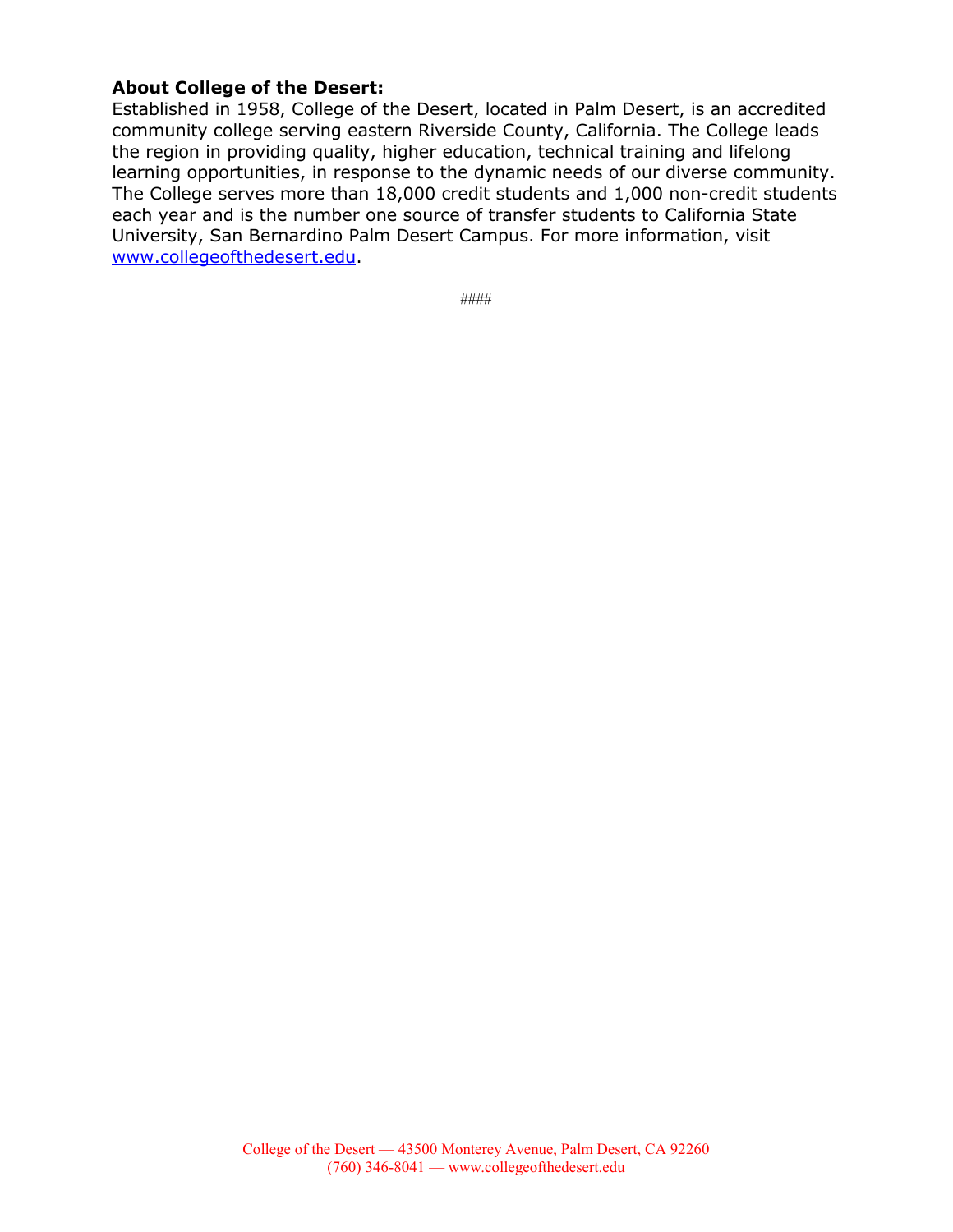**About College of the Desert:**
Established in 1958, College of the Desert, located in Palm Desert, is an accredited community college serving eastern Riverside County, California. The College leads the region in providing quality, higher education, technical training and lifelong learning opportunities, in response to the dynamic needs of our diverse community. The College serves more than 18,000 credit students and 1,000 non-credit students each year and is the number one source of transfer students to California State University, San Bernardino Palm Desert Campus. For more information, visit www.collegeofthedesert.edu.

####

College of the Desert — 43500 Monterey Avenue, Palm Desert, CA 92260
(760) 346-8041 — www.collegeofthedesert.edu